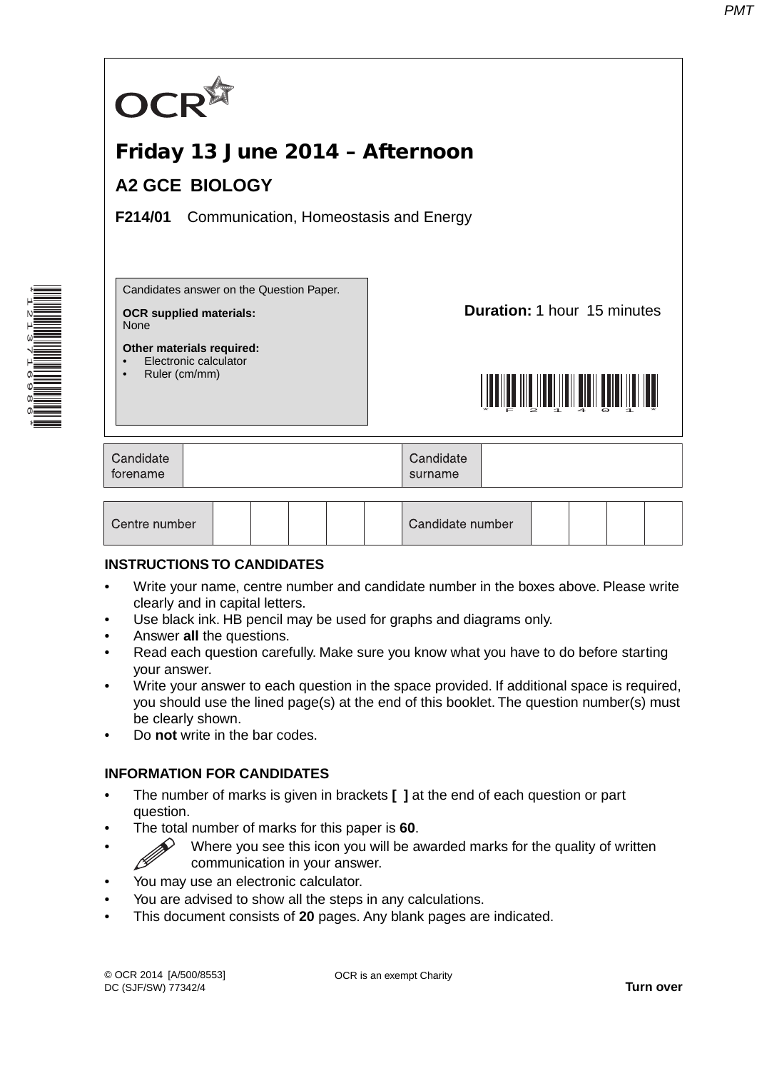OCR

# Friday 13 June 2014 – Afternoon

## A2 GCE BIOLOGY

**F214/01** Communication, Homeostasis and Energy

Candidates answer on the Question Paper.

**OCR supplied materials:**
None

**Other materials required:**
- Electronic calculator
- Ruler (cm/mm)

**Duration:** 1 hour 15 minutes

| Candidate forename | | Candidate surname | |
|---|---|---|---|

| Centre number | | | | | | Candidate number | | | | |
|---|---|---|---|---|---|---|---|---|---|---|

**INSTRUCTIONS TO CANDIDATES**

- Write your name, centre number and candidate number in the boxes above. Please write clearly and in capital letters.
- Use black ink. HB pencil may be used for graphs and diagrams only.
- Answer **all** the questions.
- Read each question carefully. Make sure you know what you have to do before starting your answer.
- Write your answer to each question in the space provided. If additional space is required, you should use the lined page(s) at the end of this booklet. The question number(s) must be clearly shown.
- Do **not** write in the bar codes.

**INFORMATION FOR CANDIDATES**

- The number of marks is given in brackets **[ ]** at the end of each question or part question.
- The total number of marks for this paper is **60**.
- Where you see this icon you will be awarded marks for the quality of written communication in your answer.
- You may use an electronic calculator.
- You are advised to show all the steps in any calculations.
- This document consists of **20** pages. Any blank pages are indicated.

© OCR 2014 [A/500/8553]
DC (SJF/SW) 77342/4

OCR is an exempt Charity

**Turn over**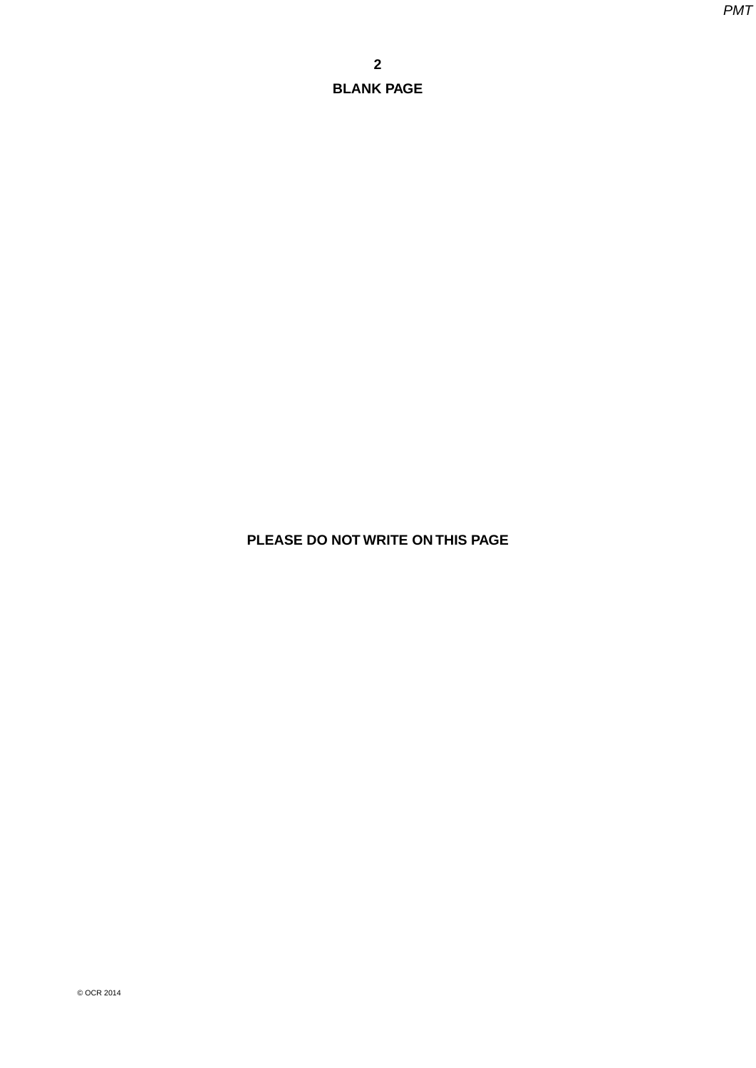**BLANK PAGE**

**PLEASE DO NOT WRITE ON THIS PAGE**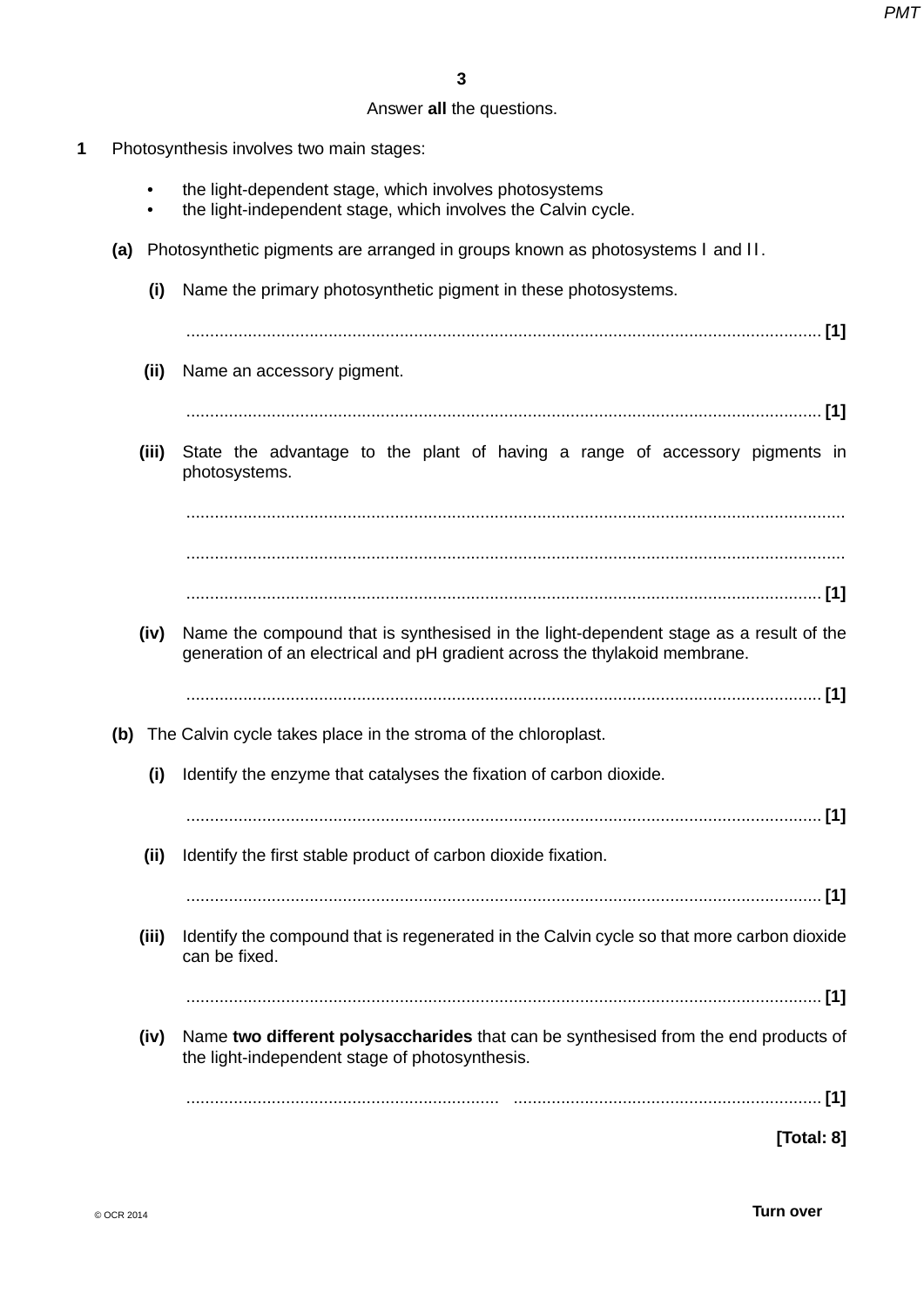Answer **all** the questions.

**1** Photosynthesis involves two main stages:

- the light-dependent stage, which involves photosystems
- the light-independent stage, which involves the Calvin cycle.

**(a)** Photosynthetic pigments are arranged in groups known as photosystems I and II.

**(i)** Name the primary photosynthetic pigment in these photosystems.

........................................................................................................................................ **[1]**

**(ii)** Name an accessory pigment.

........................................................................................................................................ **[1]**

**(iii)** State the advantage to the plant of having a range of accessory pigments in photosystems.

........................................................................................................................................

........................................................................................................................................

........................................................................................................................................ **[1]**

**(iv)** Name the compound that is synthesised in the light-dependent stage as a result of the generation of an electrical and pH gradient across the thylakoid membrane.

........................................................................................................................................ **[1]**

**(b)** The Calvin cycle takes place in the stroma of the chloroplast.

**(i)** Identify the enzyme that catalyses the fixation of carbon dioxide.

........................................................................................................................................ **[1]**

**(ii)** Identify the first stable product of carbon dioxide fixation.

........................................................................................................................................ **[1]**

**(iii)** Identify the compound that is regenerated in the Calvin cycle so that more carbon dioxide can be fixed.

........................................................................................................................................ **[1]**

**(iv)** Name **two different polysaccharides** that can be synthesised from the end products of the light-independent stage of photosynthesis.

.................................................................. .................................................................. **[1]**

**[Total: 8]**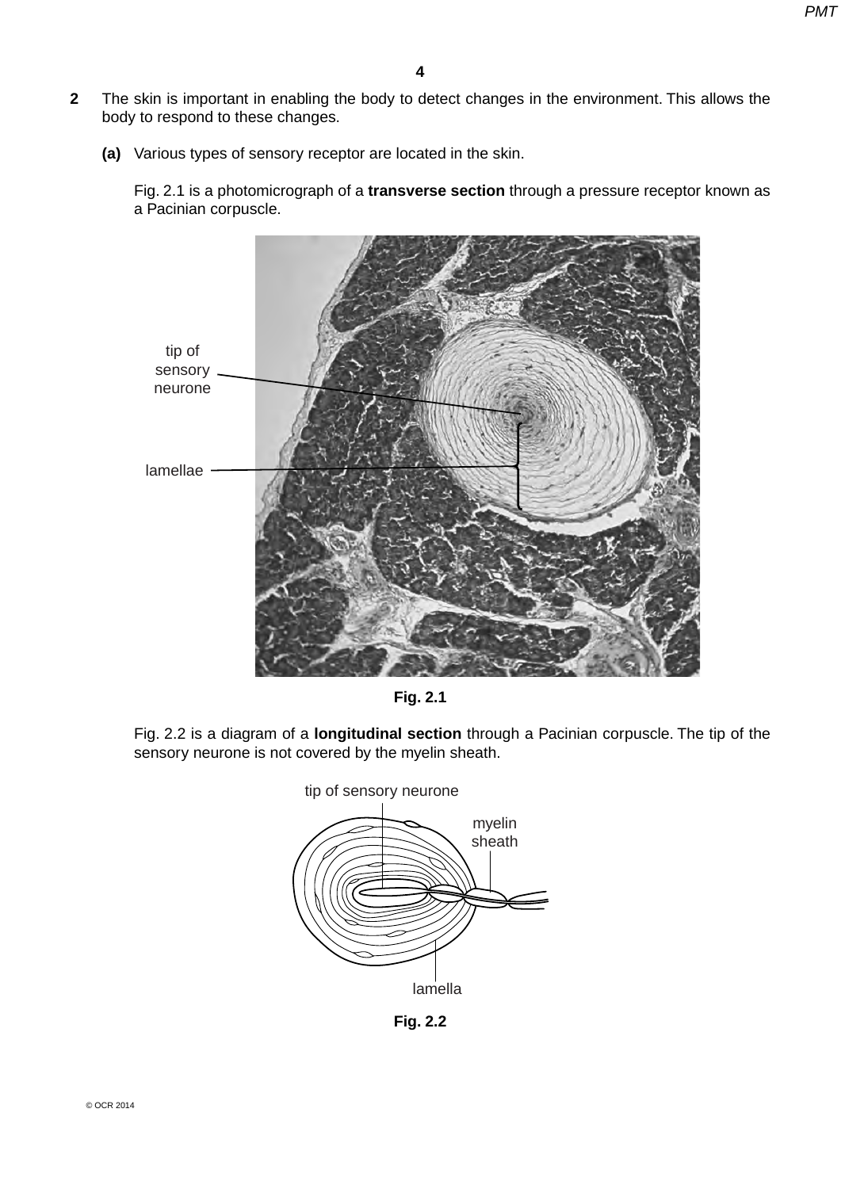**2** The skin is important in enabling the body to detect changes in the environment. This allows the body to respond to these changes.

**(a)** Various types of sensory receptor are located in the skin.

Fig. 2.1 is a photomicrograph of a **transverse section** through a pressure receptor known as a Pacinian corpuscle.

tip of sensory neurone

lamellae

**Fig. 2.1**

Fig. 2.2 is a diagram of a **longitudinal section** through a Pacinian corpuscle. The tip of the sensory neurone is not covered by the myelin sheath.

tip of sensory neurone

myelin sheath

lamella

**Fig. 2.2**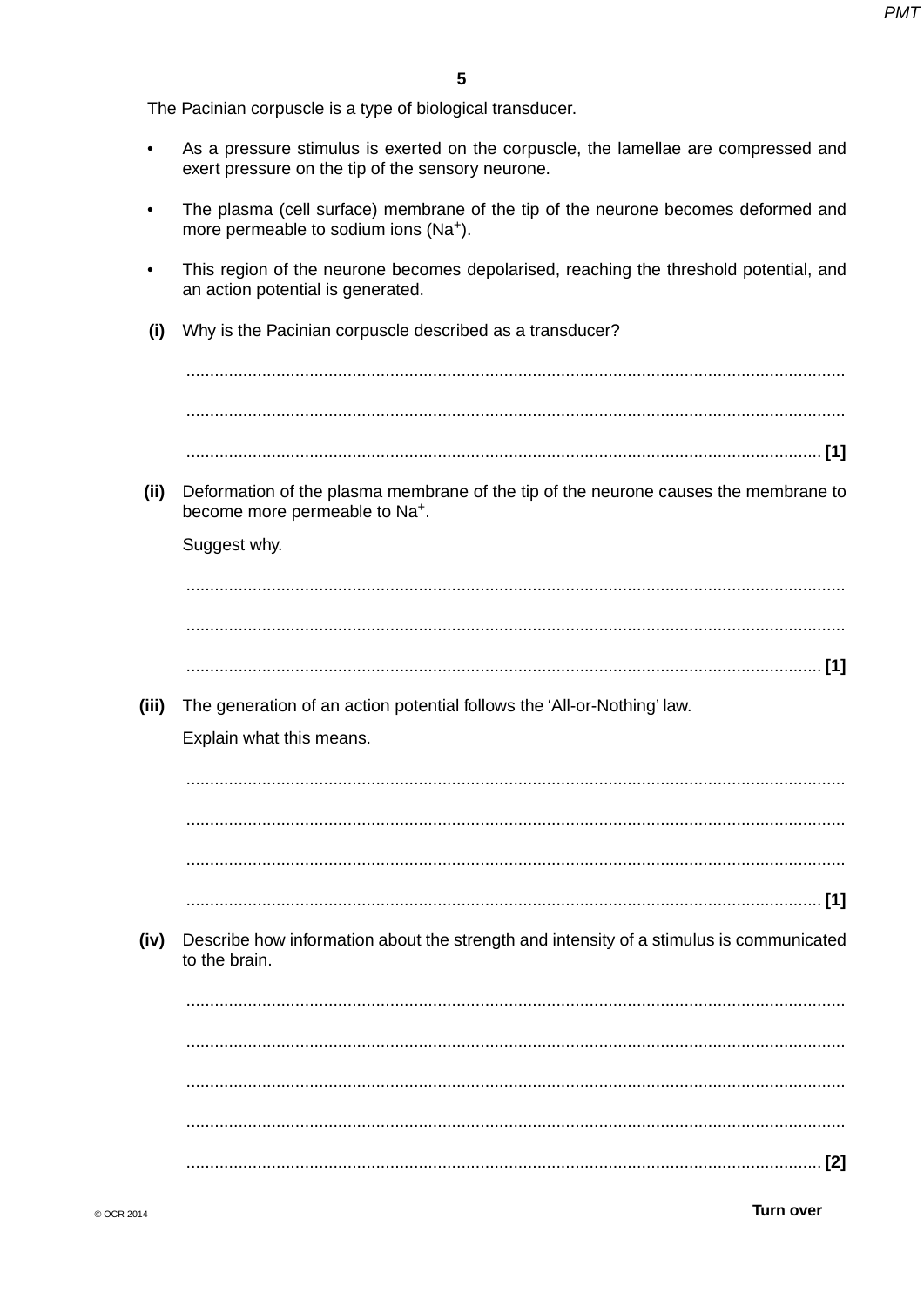The Pacinian corpuscle is a type of biological transducer.

- As a pressure stimulus is exerted on the corpuscle, the lamellae are compressed and exert pressure on the tip of the sensory neurone.
- The plasma (cell surface) membrane of the tip of the neurone becomes deformed and more permeable to sodium ions ($Na^+$).
- This region of the neurone becomes depolarised, reaching the threshold potential, and an action potential is generated.

**(i)** Why is the Pacinian corpuscle described as a transducer?

.......................................................................................................................................

.......................................................................................................................................

....................................................................................................................................... **[1]**

**(ii)** Deformation of the plasma membrane of the tip of the neurone causes the membrane to become more permeable to $Na^+$.

Suggest why.

.......................................................................................................................................

.......................................................................................................................................

....................................................................................................................................... **[1]**

**(iii)** The generation of an action potential follows the 'All-or-Nothing' law.

Explain what this means.

.......................................................................................................................................

.......................................................................................................................................

.......................................................................................................................................

....................................................................................................................................... **[1]**

**(iv)** Describe how information about the strength and intensity of a stimulus is communicated to the brain.

.......................................................................................................................................

.......................................................................................................................................

.......................................................................................................................................

.......................................................................................................................................

....................................................................................................................................... **[2]**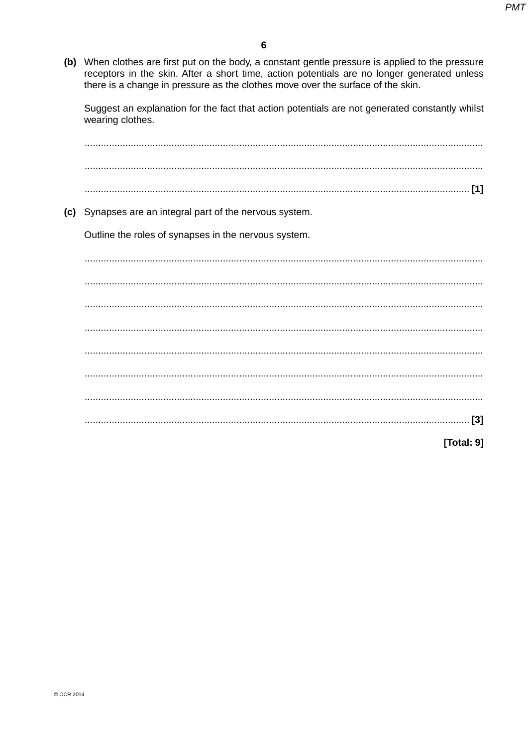**(b)** When clothes are first put on the body, a constant gentle pressure is applied to the pressure receptors in the skin. After a short time, action potentials are no longer generated unless there is a change in pressure as the clothes move over the surface of the skin.

Suggest an explanation for the fact that action potentials are not generated constantly whilst wearing clothes.

...........................................................................................................................................

...........................................................................................................................................

........................................................................................................................................... [1]

**(c)** Synapses are an integral part of the nervous system.

Outline the roles of synapses in the nervous system.

...........................................................................................................................................

...........................................................................................................................................

...........................................................................................................................................

...........................................................................................................................................

...........................................................................................................................................

...........................................................................................................................................

...........................................................................................................................................

........................................................................................................................................... [3]

**[Total: 9]**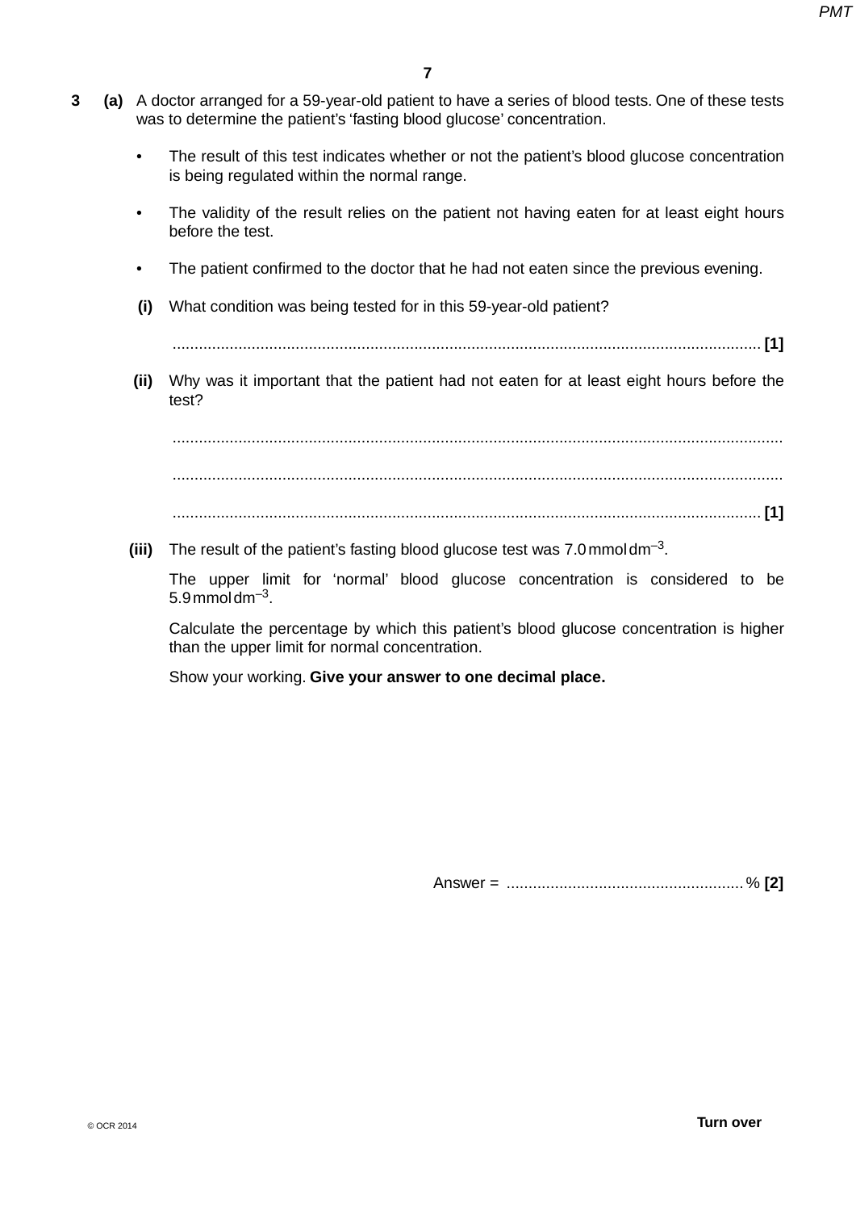**3 (a)** A doctor arranged for a 59-year-old patient to have a series of blood tests. One of these tests was to determine the patient's 'fasting blood glucose' concentration.

- The result of this test indicates whether or not the patient's blood glucose concentration is being regulated within the normal range.
- The validity of the result relies on the patient not having eaten for at least eight hours before the test.
- The patient confirmed to the doctor that he had not eaten since the previous evening.

**(i)** What condition was being tested for in this 59-year-old patient?

........................................................................................................................................ **[1]**

**(ii)** Why was it important that the patient had not eaten for at least eight hours before the test?

..............................................................................................................................................

..............................................................................................................................................

........................................................................................................................................ **[1]**

**(iii)** The result of the patient's fasting blood glucose test was 7.0 mmol dm$^{-3}$.

The upper limit for 'normal' blood glucose concentration is considered to be 5.9 mmol dm$^{-3}$.

Calculate the percentage by which this patient's blood glucose concentration is higher than the upper limit for normal concentration.

Show your working. **Give your answer to one decimal place.**

Answer = ...................................................... % **[2]**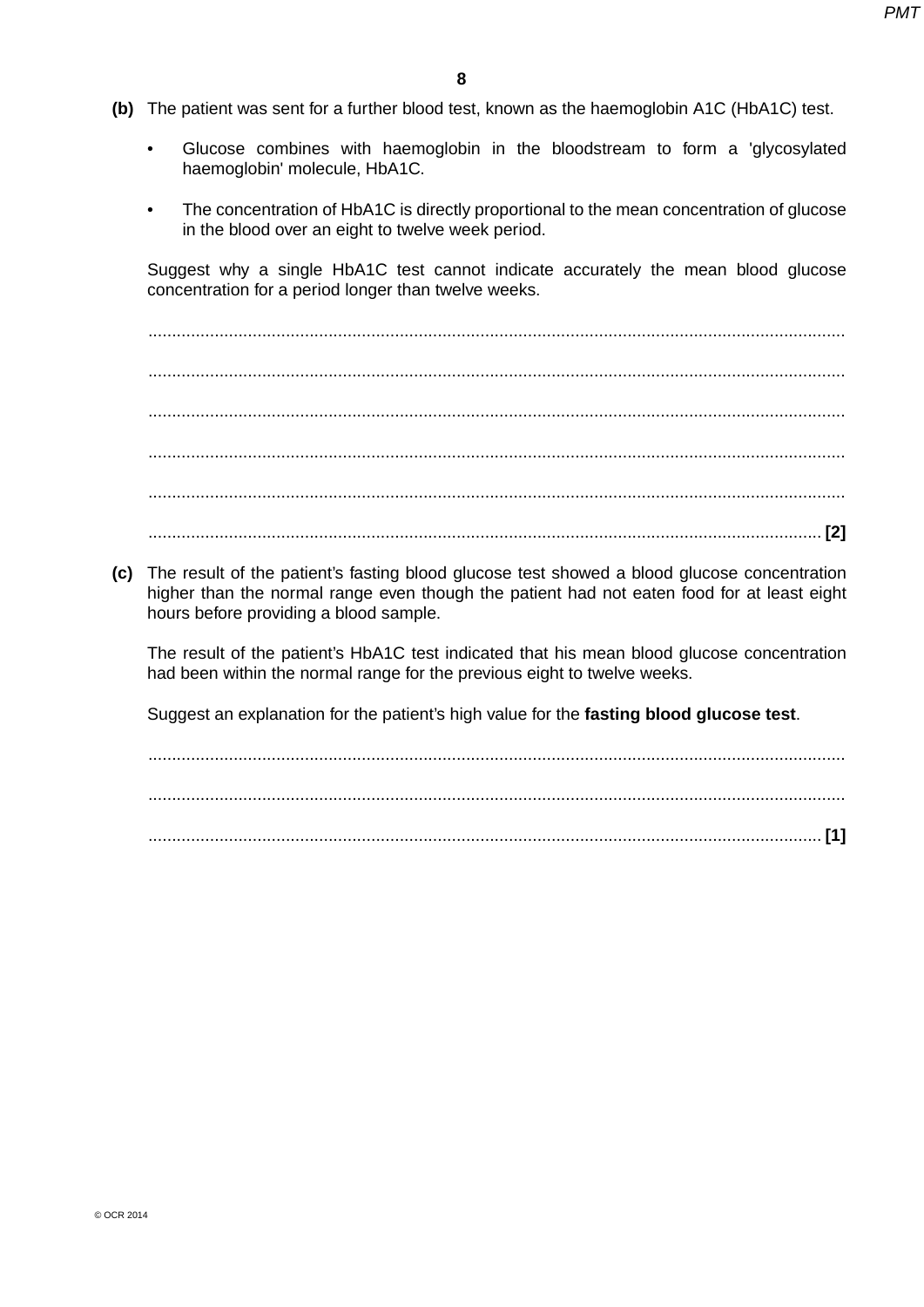**(b)** The patient was sent for a further blood test, known as the haemoglobin A1C (HbA1C) test.

- Glucose combines with haemoglobin in the bloodstream to form a 'glycosylated haemoglobin' molecule, HbA1C.
- The concentration of HbA1C is directly proportional to the mean concentration of glucose in the blood over an eight to twelve week period.

Suggest why a single HbA1C test cannot indicate accurately the mean blood glucose concentration for a period longer than twelve weeks.

...................................................................................................................................................

...................................................................................................................................................

...................................................................................................................................................

...................................................................................................................................................

...................................................................................................................................................

............................................................................................................................................. [2]

**(c)** The result of the patient's fasting blood glucose test showed a blood glucose concentration higher than the normal range even though the patient had not eaten food for at least eight hours before providing a blood sample.

The result of the patient's HbA1C test indicated that his mean blood glucose concentration had been within the normal range for the previous eight to twelve weeks.

Suggest an explanation for the patient's high value for the **fasting blood glucose test**.

...................................................................................................................................................

...................................................................................................................................................

............................................................................................................................................. [1]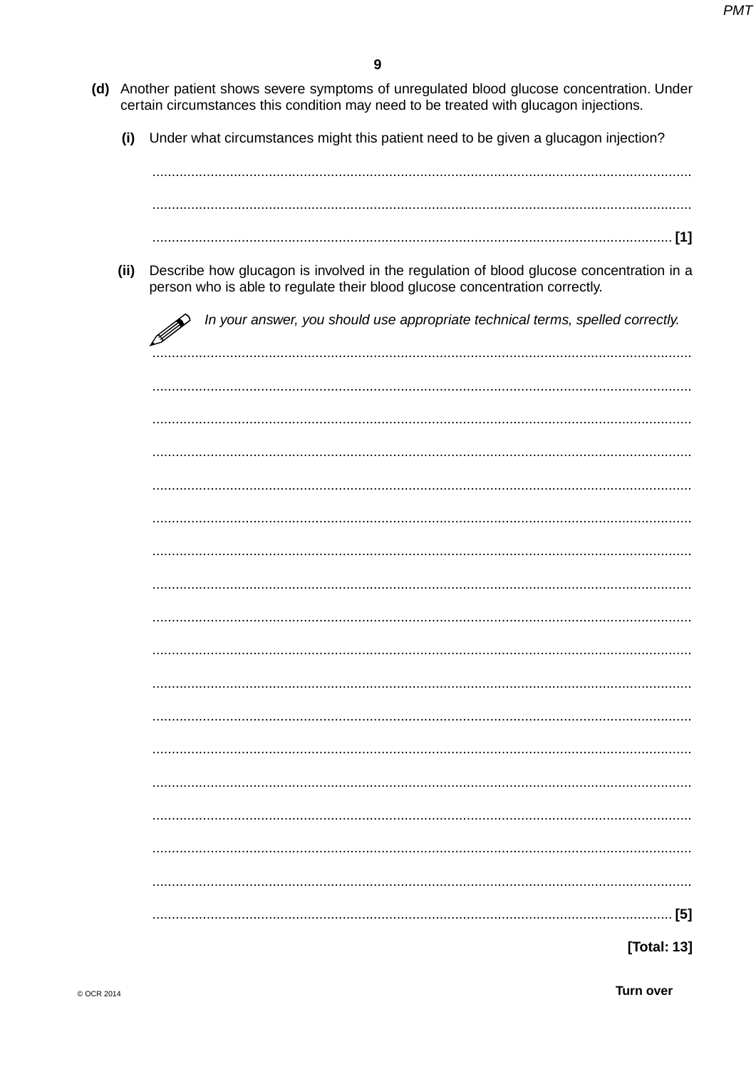**(d)** Another patient shows severe symptoms of unregulated blood glucose concentration. Under certain circumstances this condition may need to be treated with glucagon injections.

**(i)** Under what circumstances might this patient need to be given a glucagon injection?

..........................................................................................................................................

..........................................................................................................................................

...................................................................................................................................... **[1]**

**(ii)** Describe how glucagon is involved in the regulation of blood glucose concentration in a person who is able to regulate their blood glucose concentration correctly.

*In your answer, you should use appropriate technical terms, spelled correctly.*

..........................................................................................................................................

..........................................................................................................................................

..........................................................................................................................................

..........................................................................................................................................

..........................................................................................................................................

..........................................................................................................................................

..........................................................................................................................................

..........................................................................................................................................

..........................................................................................................................................

..........................................................................................................................................

..........................................................................................................................................

..........................................................................................................................................

..........................................................................................................................................

..........................................................................................................................................

..........................................................................................................................................

..........................................................................................................................................

..........................................................................................................................................

...................................................................................................................................... **[5]**

**[Total: 13]**

© OCR 2014

**Turn over**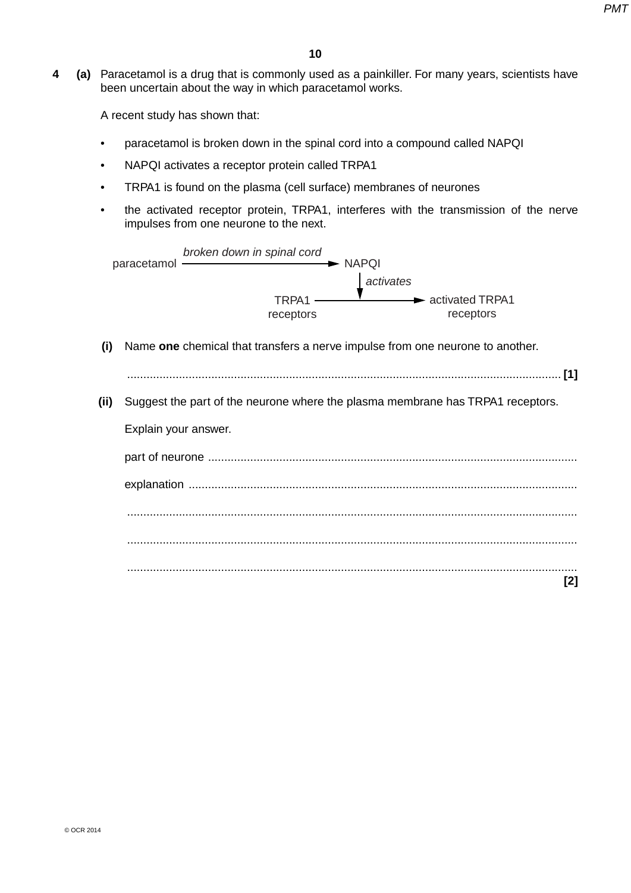**4 (a)** Paracetamol is a drug that is commonly used as a painkiller. For many years, scientists have been uncertain about the way in which paracetamol works.

A recent study has shown that:

- paracetamol is broken down in the spinal cord into a compound called NAPQI
- NAPQI activates a receptor protein called TRPA1
- TRPA1 is found on the plasma (cell surface) membranes of neurones
- the activated receptor protein, TRPA1, interferes with the transmission of the nerve impulses from one neurone to the next.

paracetamol —*broken down in spinal cord*→ NAPQI

NAPQI ↓ *activates*

TRPA1 receptors → activated TRPA1 receptors

**(i)** Name **one** chemical that transfers a nerve impulse from one neurone to another.

.......................................................................................................................................... **[1]**

**(ii)** Suggest the part of the neurone where the plasma membrane has TRPA1 receptors.

Explain your answer.

part of neurone ..................................................................................................................

explanation ........................................................................................................................

..........................................................................................................................................

..........................................................................................................................................

..........................................................................................................................................

**[2]**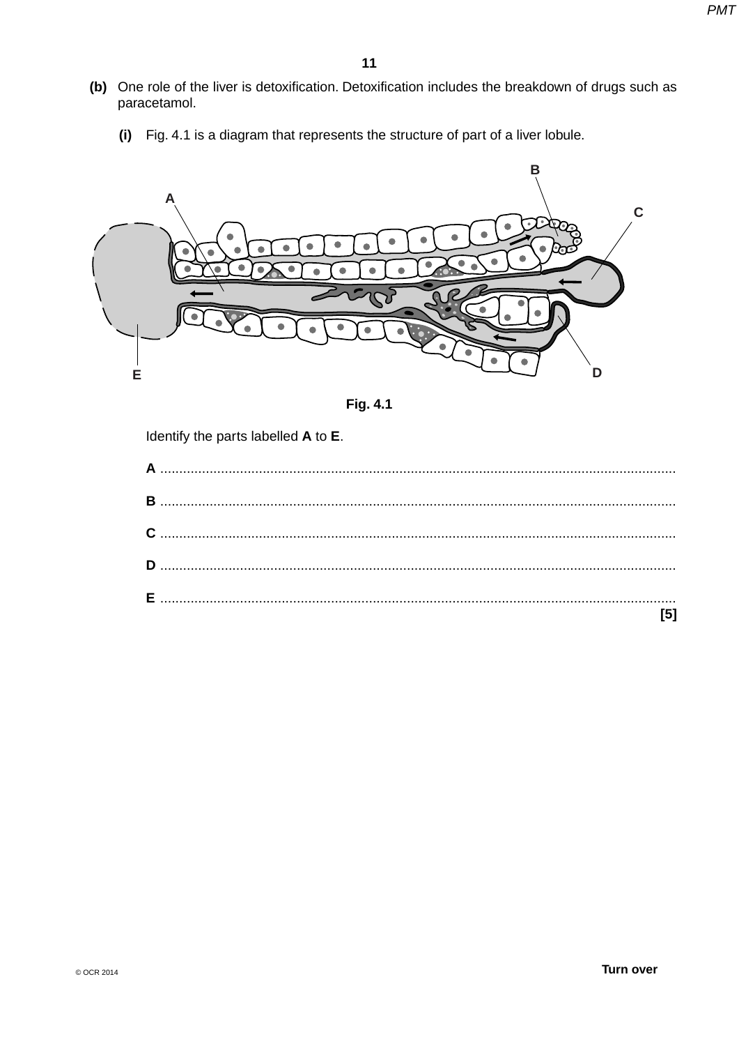**(b)** One role of the liver is detoxification. Detoxification includes the breakdown of drugs such as paracetamol.

**(i)** Fig. 4.1 is a diagram that represents the structure of part of a liver lobule.

**Fig. 4.1**

Identify the parts labelled **A** to **E**.

**A** .......................................................................................................................................

**B** .......................................................................................................................................

**C** .......................................................................................................................................

**D** .......................................................................................................................................

**E** .......................................................................................................................................

**[5]**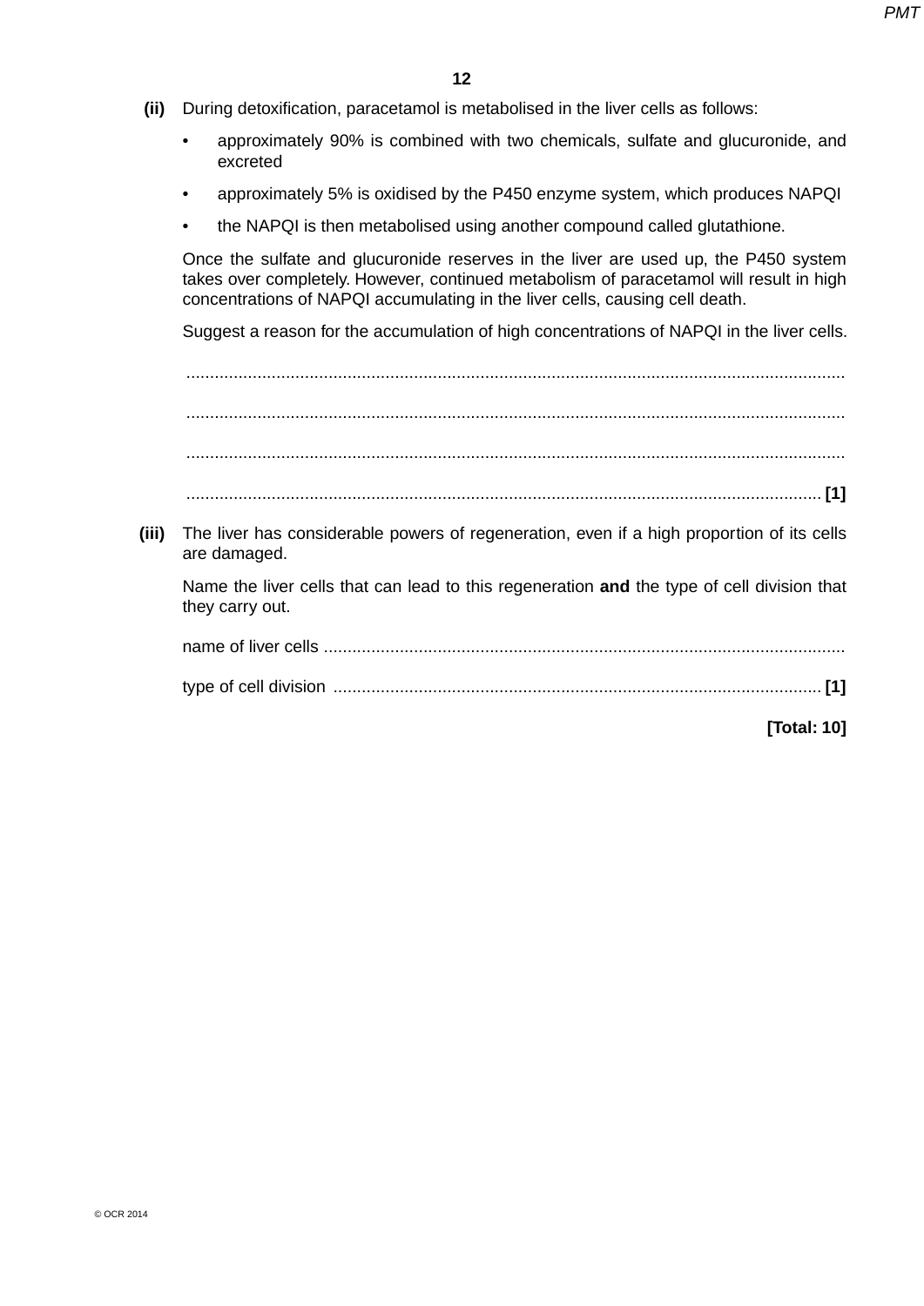**(ii)** During detoxification, paracetamol is metabolised in the liver cells as follows:

- approximately 90% is combined with two chemicals, sulfate and glucuronide, and excreted
- approximately 5% is oxidised by the P450 enzyme system, which produces NAPQI
- the NAPQI is then metabolised using another compound called glutathione.

Once the sulfate and glucuronide reserves in the liver are used up, the P450 system takes over completely. However, continued metabolism of paracetamol will result in high concentrations of NAPQI accumulating in the liver cells, causing cell death.

Suggest a reason for the accumulation of high concentrations of NAPQI in the liver cells.

.......................................................................................................................................

.......................................................................................................................................

.......................................................................................................................................

....................................................................................................................................... **[1]**

**(iii)** The liver has considerable powers of regeneration, even if a high proportion of its cells are damaged.

Name the liver cells that can lead to this regeneration **and** the type of cell division that they carry out.

name of liver cells ...........................................................................................................

type of cell division ..................................................................................................... **[1]**

**[Total: 10]**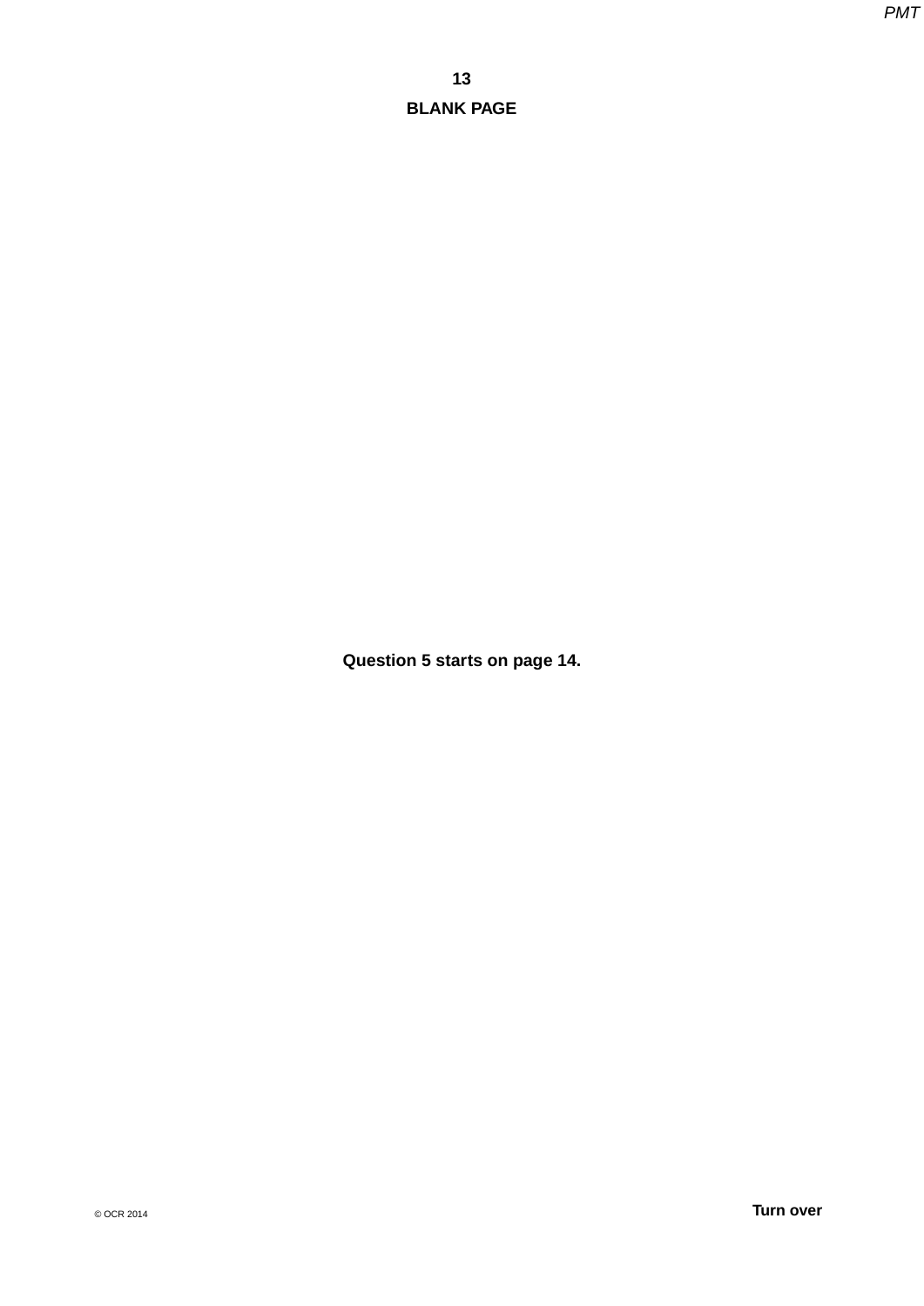**BLANK PAGE**

**Question 5 starts on page 14.**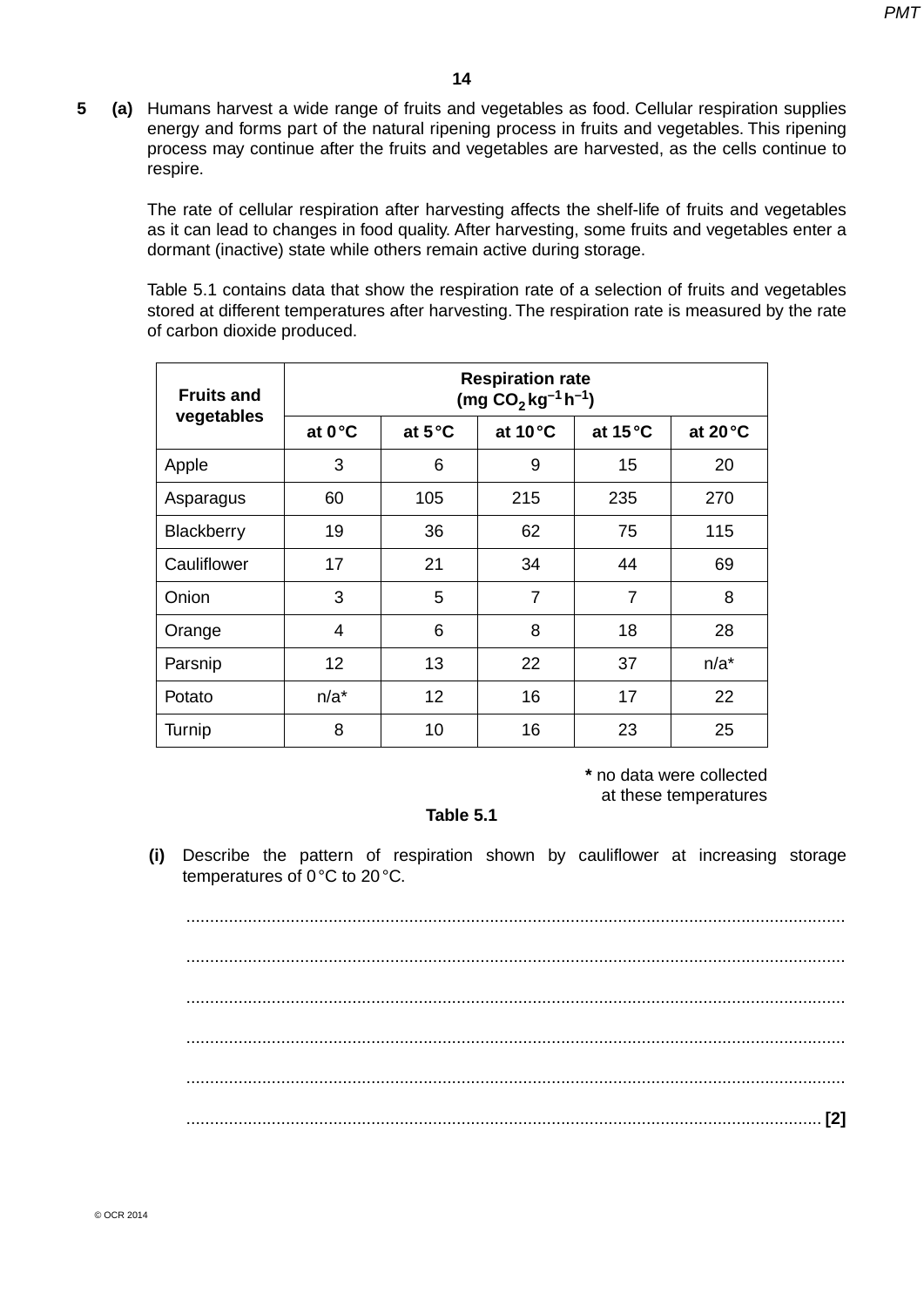**5 (a)** Humans harvest a wide range of fruits and vegetables as food. Cellular respiration supplies energy and forms part of the natural ripening process in fruits and vegetables. This ripening process may continue after the fruits and vegetables are harvested, as the cells continue to respire.

The rate of cellular respiration after harvesting affects the shelf-life of fruits and vegetables as it can lead to changes in food quality. After harvesting, some fruits and vegetables enter a dormant (inactive) state while others remain active during storage.

Table 5.1 contains data that show the respiration rate of a selection of fruits and vegetables stored at different temperatures after harvesting. The respiration rate is measured by the rate of carbon dioxide produced.

| Fruits and vegetables | Respiration rate (mg $CO_2$ $kg^{-1}$ $h^{-1}$) | | | | |
|---|---|---|---|---|---|
| | at 0 °C | at 5 °C | at 10 °C | at 15 °C | at 20 °C |
| Apple | 3 | 6 | 9 | 15 | 20 |
| Asparagus | 60 | 105 | 215 | 235 | 270 |
| Blackberry | 19 | 36 | 62 | 75 | 115 |
| Cauliflower | 17 | 21 | 34 | 44 | 69 |
| Onion | 3 | 5 | 7 | 7 | 8 |
| Orange | 4 | 6 | 8 | 18 | 28 |
| Parsnip | 12 | 13 | 22 | 37 | n/a* |
| Potato | n/a* | 12 | 16 | 17 | 22 |
| Turnip | 8 | 10 | 16 | 23 | 25 |

\* no data were collected at these temperatures

**Table 5.1**

**(i)** Describe the pattern of respiration shown by cauliflower at increasing storage temperatures of 0 °C to 20 °C.

..........................................................................................................................................

..........................................................................................................................................

..........................................................................................................................................

..........................................................................................................................................

..........................................................................................................................................

...................................................................................................................................... **[2]**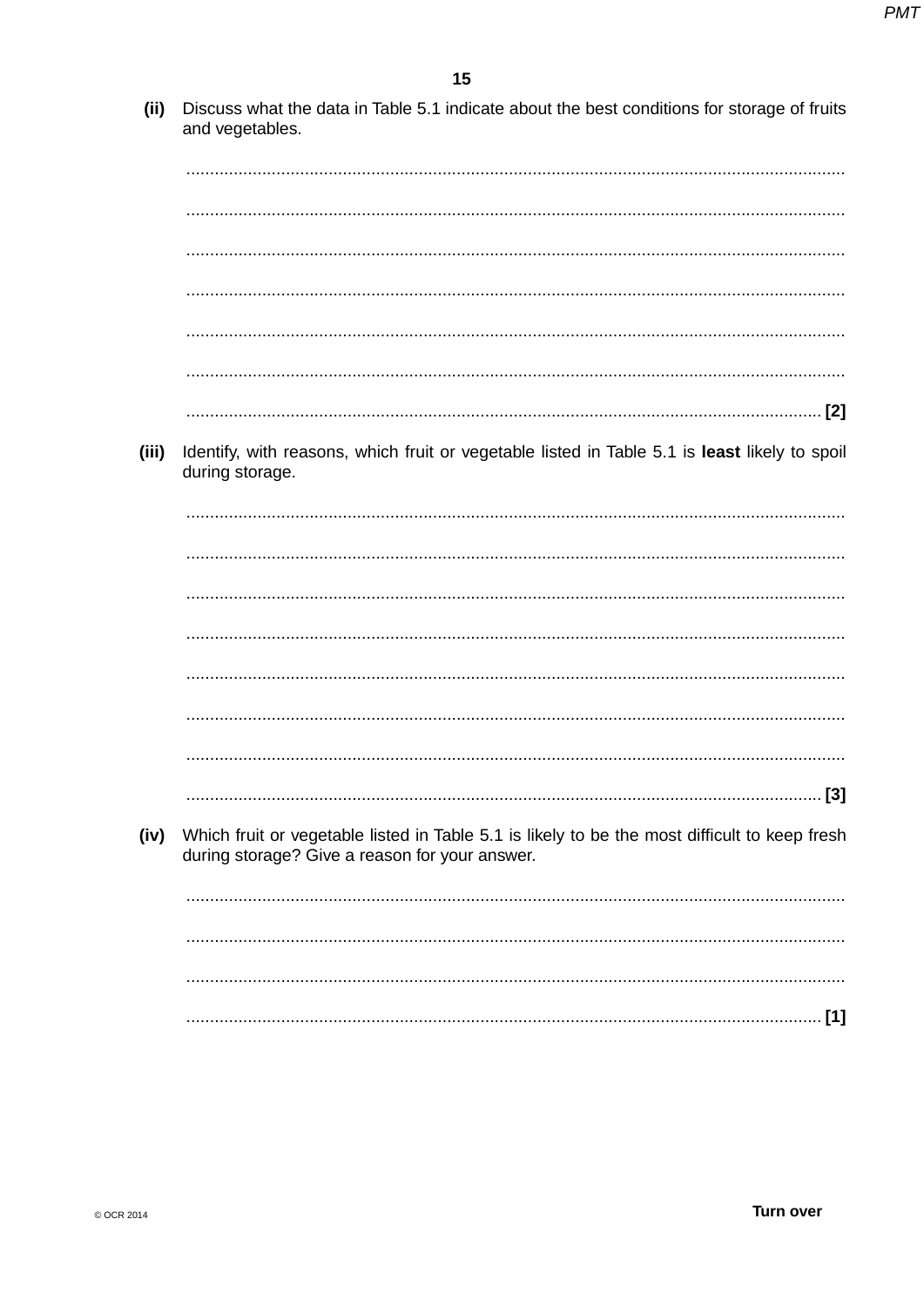**(ii)** Discuss what the data in Table 5.1 indicate about the best conditions for storage of fruits and vegetables.

...........................................................................................................................................

...........................................................................................................................................

...........................................................................................................................................

...........................................................................................................................................

...........................................................................................................................................

...........................................................................................................................................

...................................................................................................................................... [2]

**(iii)** Identify, with reasons, which fruit or vegetable listed in Table 5.1 is **least** likely to spoil during storage.

...........................................................................................................................................

...........................................................................................................................................

...........................................................................................................................................

...........................................................................................................................................

...........................................................................................................................................

...........................................................................................................................................

...........................................................................................................................................

...................................................................................................................................... [3]

**(iv)** Which fruit or vegetable listed in Table 5.1 is likely to be the most difficult to keep fresh during storage? Give a reason for your answer.

...........................................................................................................................................

...........................................................................................................................................

...........................................................................................................................................

...................................................................................................................................... [1]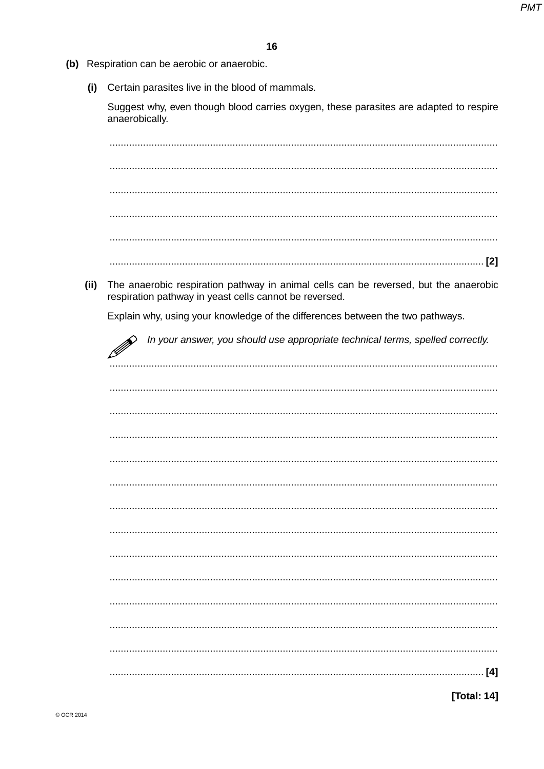**(b)** Respiration can be aerobic or anaerobic.

**(i)** Certain parasites live in the blood of mammals.

Suggest why, even though blood carries oxygen, these parasites are adapted to respire anaerobically.

..........................................................................................................................................

..........................................................................................................................................

..........................................................................................................................................

..........................................................................................................................................

..........................................................................................................................................

.................................................................................................................................... **[2]**

**(ii)** The anaerobic respiration pathway in animal cells can be reversed, but the anaerobic respiration pathway in yeast cells cannot be reversed.

Explain why, using your knowledge of the differences between the two pathways.

*In your answer, you should use appropriate technical terms, spelled correctly.*

..........................................................................................................................................

..........................................................................................................................................

..........................................................................................................................................

..........................................................................................................................................

..........................................................................................................................................

..........................................................................................................................................

..........................................................................................................................................

..........................................................................................................................................

..........................................................................................................................................

..........................................................................................................................................

..........................................................................................................................................

..........................................................................................................................................

..........................................................................................................................................

.................................................................................................................................... **[4]**

**[Total: 14]**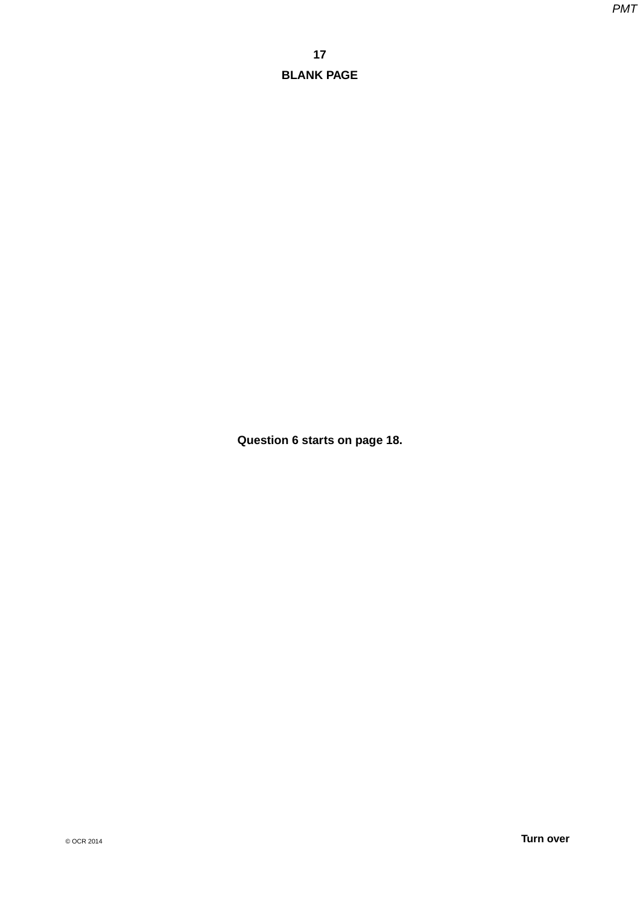**BLANK PAGE**

**Question 6 starts on page 18.**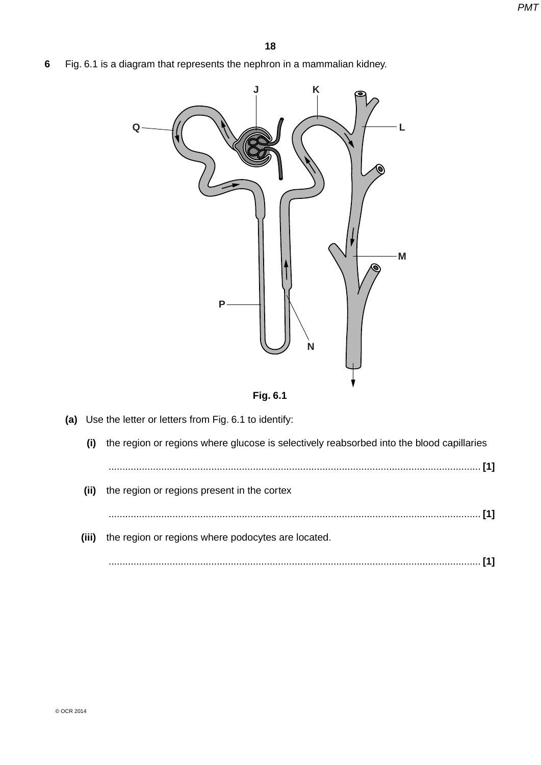**6** Fig. 6.1 is a diagram that represents the nephron in a mammalian kidney.

Fig. 6.1

**(a)** Use the letter or letters from Fig. 6.1 to identify:

**(i)** the region or regions where glucose is selectively reabsorbed into the blood capillaries

...................................................................................................................................... **[1]**

**(ii)** the region or regions present in the cortex

...................................................................................................................................... **[1]**

**(iii)** the region or regions where podocytes are located.

...................................................................................................................................... **[1]**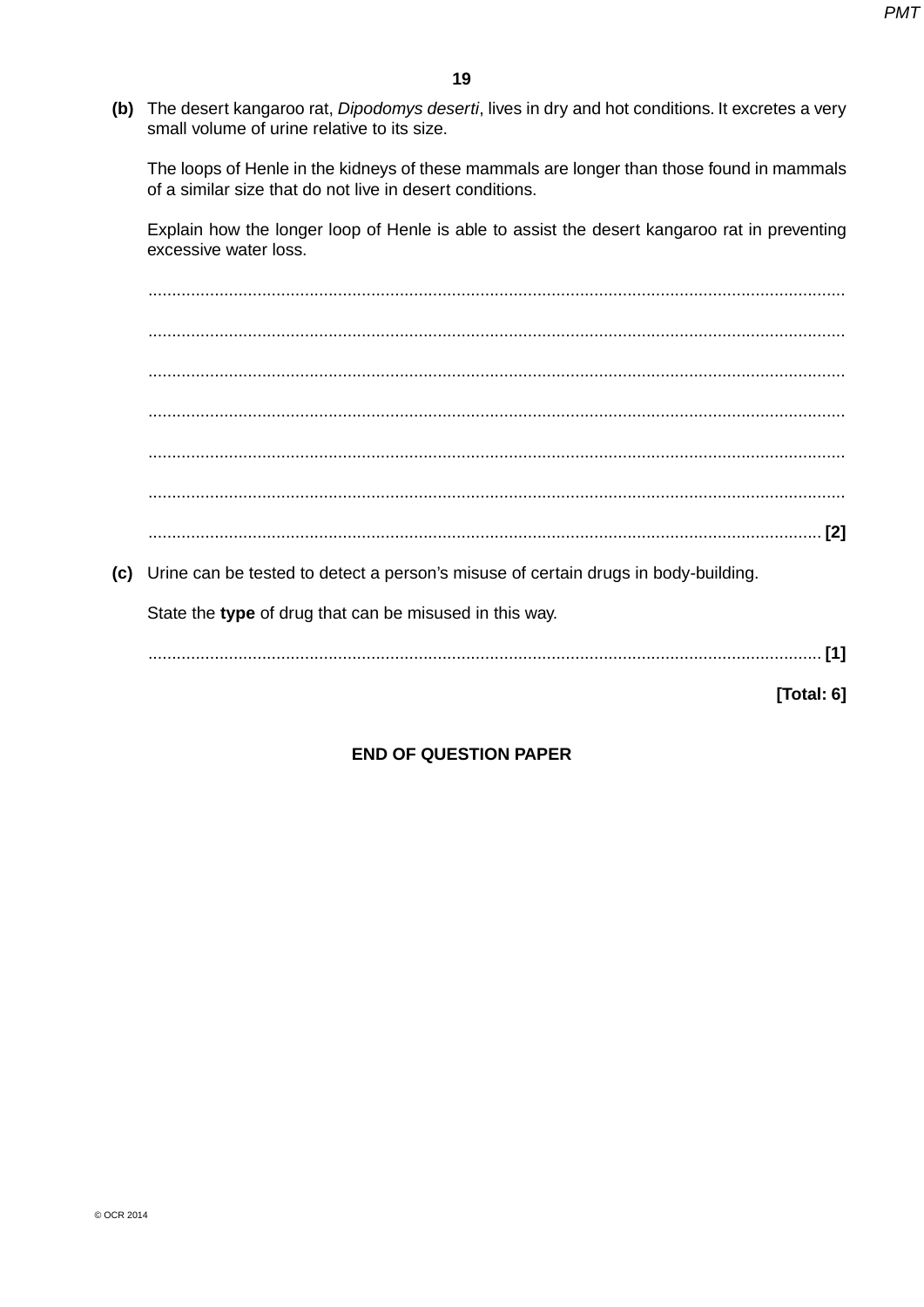**(b)** The desert kangaroo rat, *Dipodomys deserti*, lives in dry and hot conditions. It excretes a very small volume of urine relative to its size.

The loops of Henle in the kidneys of these mammals are longer than those found in mammals of a similar size that do not live in desert conditions.

Explain how the longer loop of Henle is able to assist the desert kangaroo rat in preventing excessive water loss.

..........................................................................................................................................

..........................................................................................................................................

..........................................................................................................................................

..........................................................................................................................................

..........................................................................................................................................

..........................................................................................................................................

...................................................................................................................................... **[2]**

**(c)** Urine can be tested to detect a person's misuse of certain drugs in body-building.

State the **type** of drug that can be misused in this way.

...................................................................................................................................... **[1]**

**[Total: 6]**

**END OF QUESTION PAPER**

© OCR 2014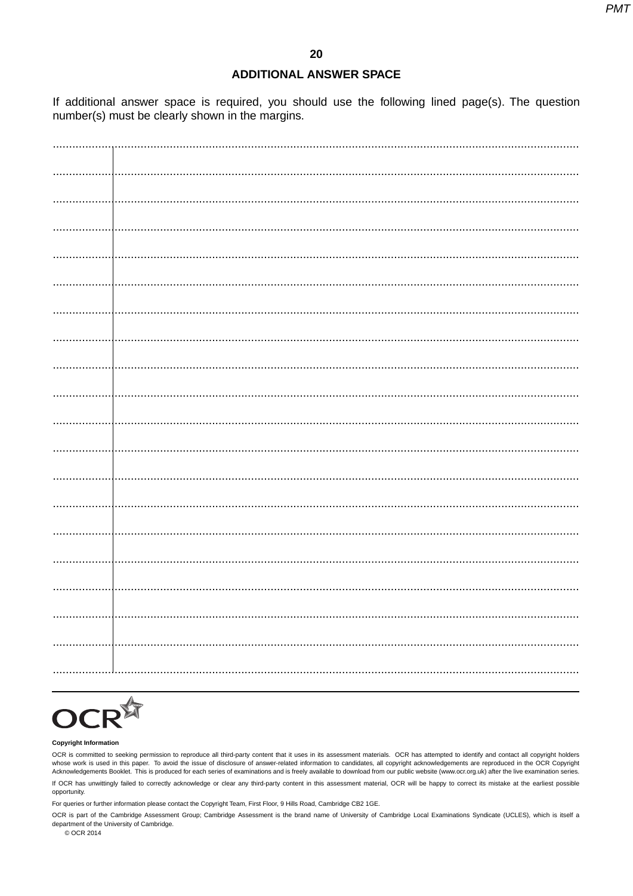## ADDITIONAL ANSWER SPACE

If additional answer space is required, you should use the following lined page(s). The question number(s) must be clearly shown in the margins.

**Copyright Information**

OCR is committed to seeking permission to reproduce all third-party content that it uses in its assessment materials. OCR has attempted to identify and contact all copyright holders whose work is used in this paper. To avoid the issue of disclosure of answer-related information to candidates, all copyright acknowledgements are reproduced in the OCR Copyright Acknowledgements Booklet. This is produced for each series of examinations and is freely available to download from our public website (www.ocr.org.uk) after the live examination series.

If OCR has unwittingly failed to correctly acknowledge or clear any third-party content in this assessment material, OCR will be happy to correct its mistake at the earliest possible opportunity.

For queries or further information please contact the Copyright Team, First Floor, 9 Hills Road, Cambridge CB2 1GE.

OCR is part of the Cambridge Assessment Group; Cambridge Assessment is the brand name of University of Cambridge Local Examinations Syndicate (UCLES), which is itself a department of the University of Cambridge.

© OCR 2014